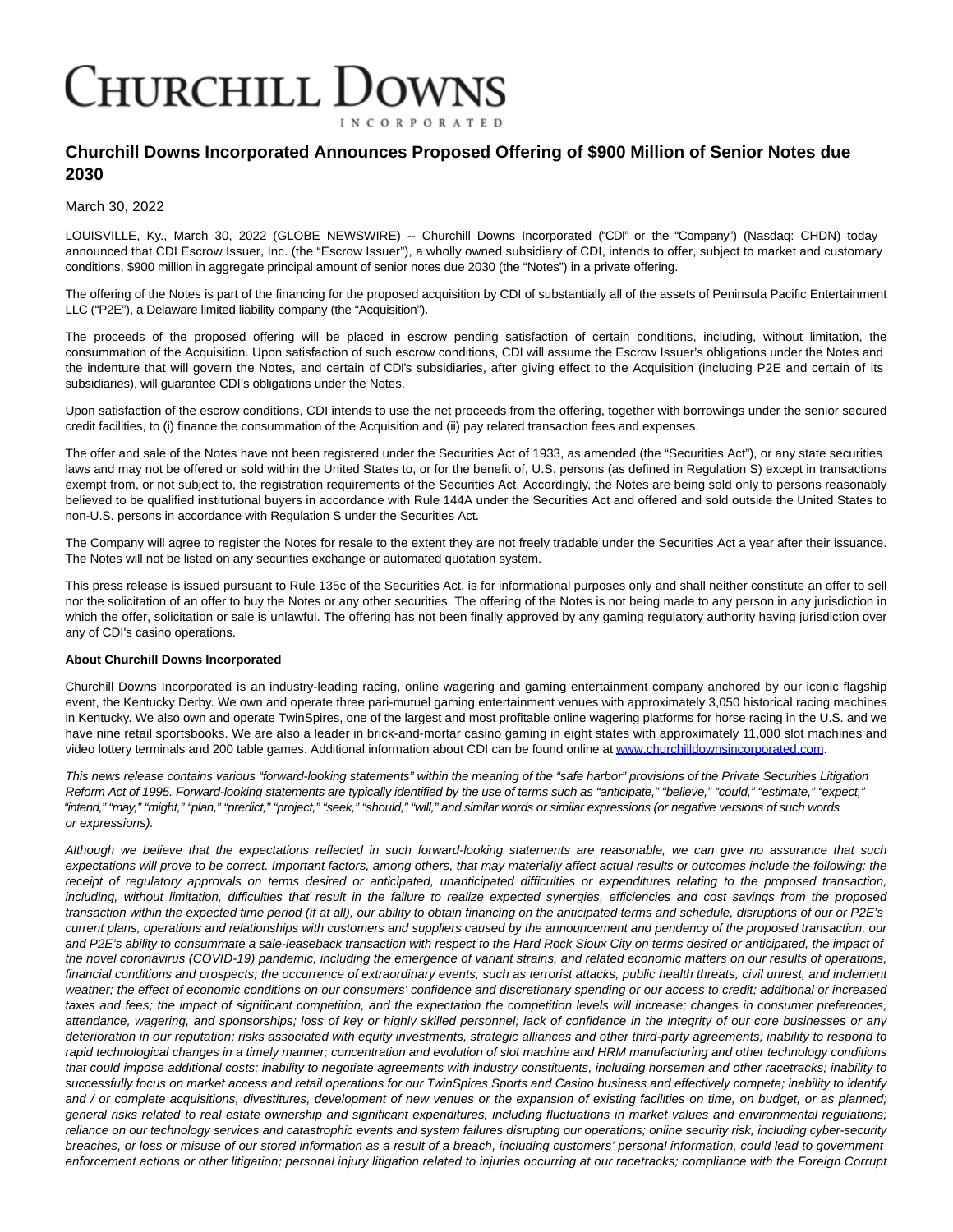# CHURCHILL DOWNS INCORPORATED

## Churchill Downs Incorporated Announces Proposed Offering of $900 Million of Senior Notes due 2030

March 30, 2022

LOUISVILLE, Ky., March 30, 2022 (GLOBE NEWSWIRE) -- Churchill Downs Incorporated ("CDI" or the "Company") (Nasdaq: CHDN) today announced that CDI Escrow Issuer, Inc. (the "Escrow Issuer"), a wholly owned subsidiary of CDI, intends to offer, subject to market and customary conditions, $900 million in aggregate principal amount of senior notes due 2030 (the "Notes") in a private offering.

The offering of the Notes is part of the financing for the proposed acquisition by CDI of substantially all of the assets of Peninsula Pacific Entertainment LLC ("P2E"), a Delaware limited liability company (the "Acquisition").

The proceeds of the proposed offering will be placed in escrow pending satisfaction of certain conditions, including, without limitation, the consummation of the Acquisition. Upon satisfaction of such escrow conditions, CDI will assume the Escrow Issuer's obligations under the Notes and the indenture that will govern the Notes, and certain of CDI's subsidiaries, after giving effect to the Acquisition (including P2E and certain of its subsidiaries), will guarantee CDI's obligations under the Notes.

Upon satisfaction of the escrow conditions, CDI intends to use the net proceeds from the offering, together with borrowings under the senior secured credit facilities, to (i) finance the consummation of the Acquisition and (ii) pay related transaction fees and expenses.

The offer and sale of the Notes have not been registered under the Securities Act of 1933, as amended (the "Securities Act"), or any state securities laws and may not be offered or sold within the United States to, or for the benefit of, U.S. persons (as defined in Regulation S) except in transactions exempt from, or not subject to, the registration requirements of the Securities Act. Accordingly, the Notes are being sold only to persons reasonably believed to be qualified institutional buyers in accordance with Rule 144A under the Securities Act and offered and sold outside the United States to non-U.S. persons in accordance with Regulation S under the Securities Act.

The Company will agree to register the Notes for resale to the extent they are not freely tradable under the Securities Act a year after their issuance. The Notes will not be listed on any securities exchange or automated quotation system.

This press release is issued pursuant to Rule 135c of the Securities Act, is for informational purposes only and shall neither constitute an offer to sell nor the solicitation of an offer to buy the Notes or any other securities. The offering of the Notes is not being made to any person in any jurisdiction in which the offer, solicitation or sale is unlawful. The offering has not been finally approved by any gaming regulatory authority having jurisdiction over any of CDI's casino operations.

**About Churchill Downs Incorporated**

Churchill Downs Incorporated is an industry-leading racing, online wagering and gaming entertainment company anchored by our iconic flagship event, the Kentucky Derby. We own and operate three pari-mutuel gaming entertainment venues with approximately 3,050 historical racing machines in Kentucky. We also own and operate TwinSpires, one of the largest and most profitable online wagering platforms for horse racing in the U.S. and we have nine retail sportsbooks. We are also a leader in brick-and-mortar casino gaming in eight states with approximately 11,000 slot machines and video lottery terminals and 200 table games. Additional information about CDI can be found online at www.churchilldownsincorporated.com.

*This news release contains various "forward-looking statements" within the meaning of the "safe harbor" provisions of the Private Securities Litigation Reform Act of 1995. Forward-looking statements are typically identified by the use of terms such as "anticipate," "believe," "could," "estimate," "expect," "intend," "may," "might," "plan," "predict," "project," "seek," "should," "will," and similar words or similar expressions (or negative versions of such words or expressions).*

*Although we believe that the expectations reflected in such forward-looking statements are reasonable, we can give no assurance that such expectations will prove to be correct. Important factors, among others, that may materially affect actual results or outcomes include the following: the receipt of regulatory approvals on terms desired or anticipated, unanticipated difficulties or expenditures relating to the proposed transaction, including, without limitation, difficulties that result in the failure to realize expected synergies, efficiencies and cost savings from the proposed transaction within the expected time period (if at all), our ability to obtain financing on the anticipated terms and schedule, disruptions of our or P2E's current plans, operations and relationships with customers and suppliers caused by the announcement and pendency of the proposed transaction, our and P2E's ability to consummate a sale-leaseback transaction with respect to the Hard Rock Sioux City on terms desired or anticipated, the impact of the novel coronavirus (COVID-19) pandemic, including the emergence of variant strains, and related economic matters on our results of operations, financial conditions and prospects; the occurrence of extraordinary events, such as terrorist attacks, public health threats, civil unrest, and inclement weather; the effect of economic conditions on our consumers' confidence and discretionary spending or our access to credit; additional or increased taxes and fees; the impact of significant competition, and the expectation the competition levels will increase; changes in consumer preferences, attendance, wagering, and sponsorships; loss of key or highly skilled personnel; lack of confidence in the integrity of our core businesses or any deterioration in our reputation; risks associated with equity investments, strategic alliances and other third-party agreements; inability to respond to rapid technological changes in a timely manner; concentration and evolution of slot machine and HRM manufacturing and other technology conditions that could impose additional costs; inability to negotiate agreements with industry constituents, including horsemen and other racetracks; inability to successfully focus on market access and retail operations for our TwinSpires Sports and Casino business and effectively compete; inability to identify and / or complete acquisitions, divestitures, development of new venues or the expansion of existing facilities on time, on budget, or as planned; general risks related to real estate ownership and significant expenditures, including fluctuations in market values and environmental regulations; reliance on our technology services and catastrophic events and system failures disrupting our operations; online security risk, including cyber-security breaches, or loss or misuse of our stored information as a result of a breach, including customers' personal information, could lead to government enforcement actions or other litigation; personal injury litigation related to injuries occurring at our racetracks; compliance with the Foreign Corrupt*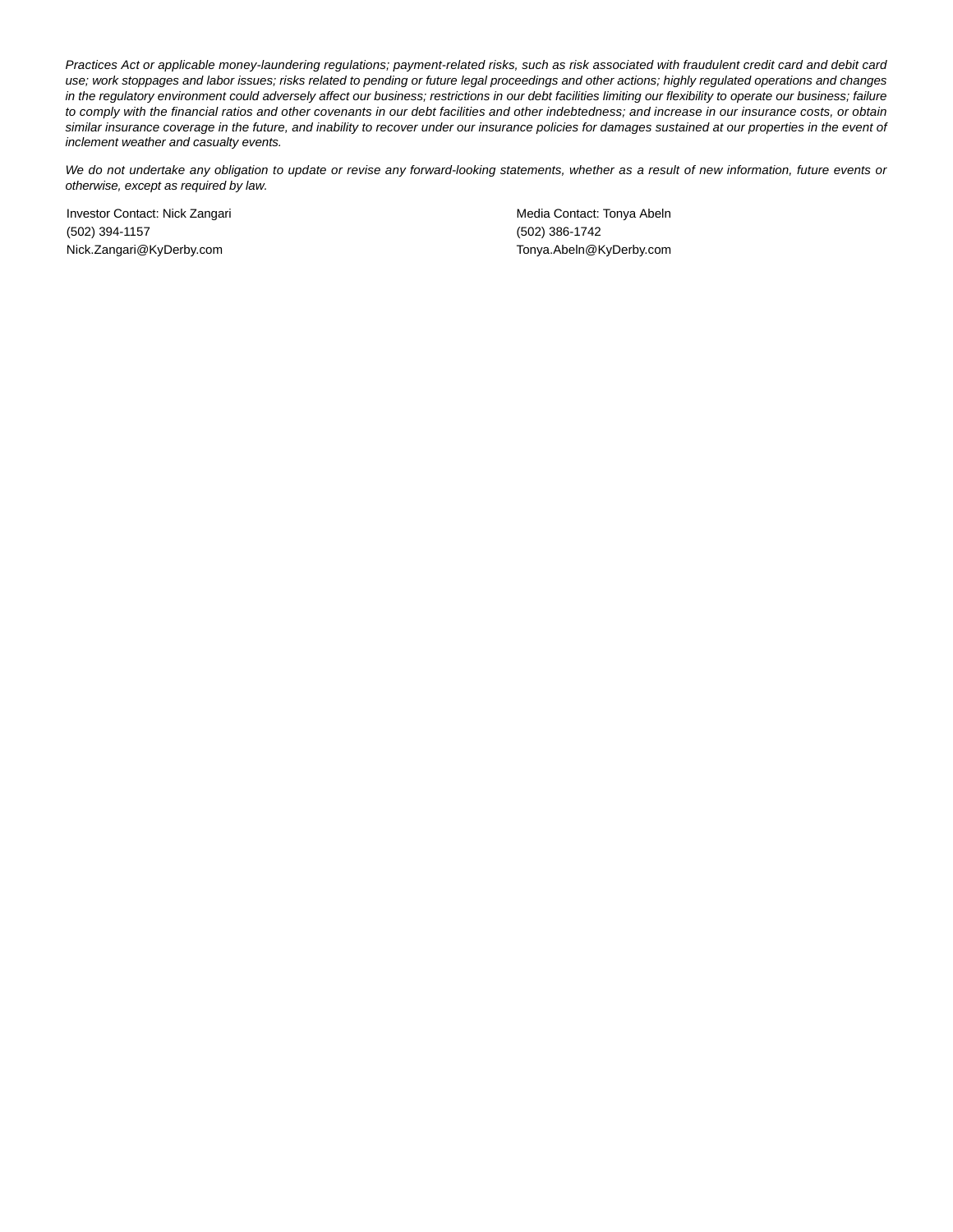*Practices Act or applicable money-laundering regulations; payment-related risks, such as risk associated with fraudulent credit card and debit card use; work stoppages and labor issues; risks related to pending or future legal proceedings and other actions; highly regulated operations and changes in the regulatory environment could adversely affect our business; restrictions in our debt facilities limiting our flexibility to operate our business; failure to comply with the financial ratios and other covenants in our debt facilities and other indebtedness; and increase in our insurance costs, or obtain similar insurance coverage in the future, and inability to recover under our insurance policies for damages sustained at our properties in the event of inclement weather and casualty events.*

*We do not undertake any obligation to update or revise any forward-looking statements, whether as a result of new information, future events or otherwise, except as required by law.*

| | |
|---|---|
| Investor Contact: Nick Zangari | Media Contact: Tonya Abeln |
| (502) 394-1157 | (502) 386-1742 |
| Nick.Zangari@KyDerby.com | Tonya.Abeln@KyDerby.com |